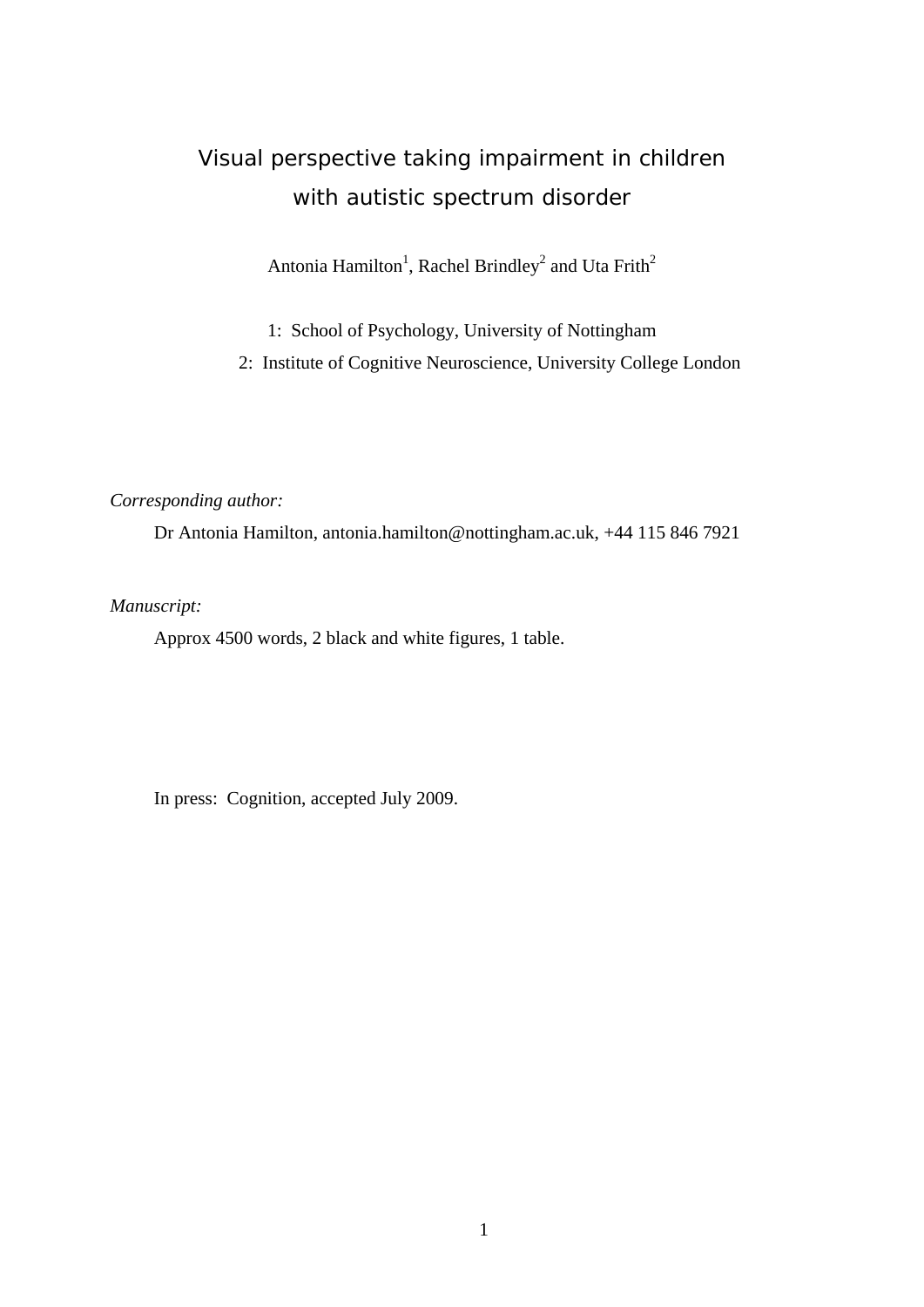# Visual perspective taking impairment in children with autistic spectrum disorder

Antonia Hamilton[1], Rachel Brindley[2] and Uta Frith[2]

1: School of Psychology, University of Nottingham

2: Institute of Cognitive Neuroscience, University College London

*Corresponding author:*

Dr Antonia Hamilton, antonia.hamilton@nottingham.ac.uk, +44 115 846 7921

*Manuscript:*

Approx 4500 words, 2 black and white figures, 1 table.

In press: Cognition, accepted July 2009.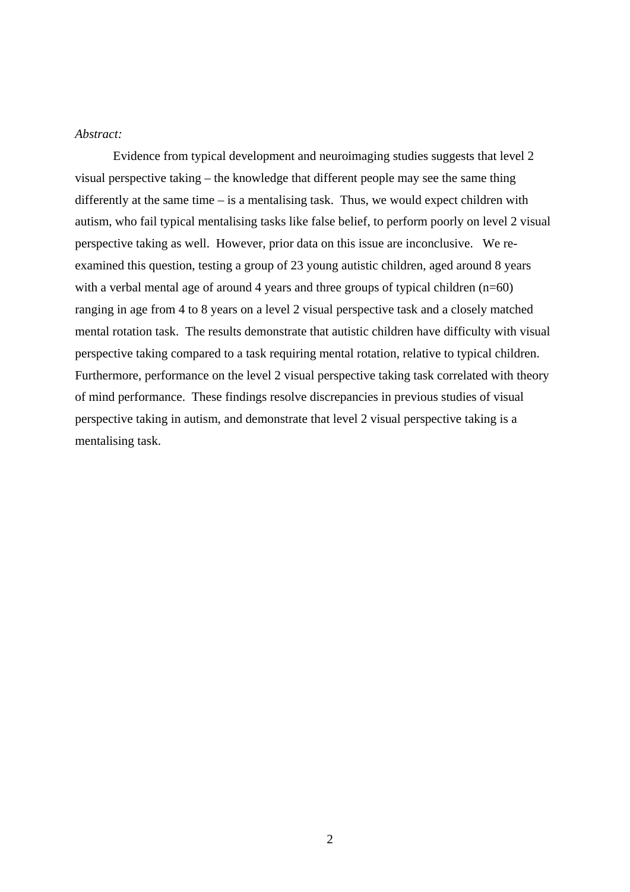*Abstract:*

Evidence from typical development and neuroimaging studies suggests that level 2 visual perspective taking – the knowledge that different people may see the same thing differently at the same time – is a mentalising task. Thus, we would expect children with autism, who fail typical mentalising tasks like false belief, to perform poorly on level 2 visual perspective taking as well. However, prior data on this issue are inconclusive. We re-examined this question, testing a group of 23 young autistic children, aged around 8 years with a verbal mental age of around 4 years and three groups of typical children (n=60) ranging in age from 4 to 8 years on a level 2 visual perspective task and a closely matched mental rotation task. The results demonstrate that autistic children have difficulty with visual perspective taking compared to a task requiring mental rotation, relative to typical children. Furthermore, performance on the level 2 visual perspective taking task correlated with theory of mind performance. These findings resolve discrepancies in previous studies of visual perspective taking in autism, and demonstrate that level 2 visual perspective taking is a mentalising task.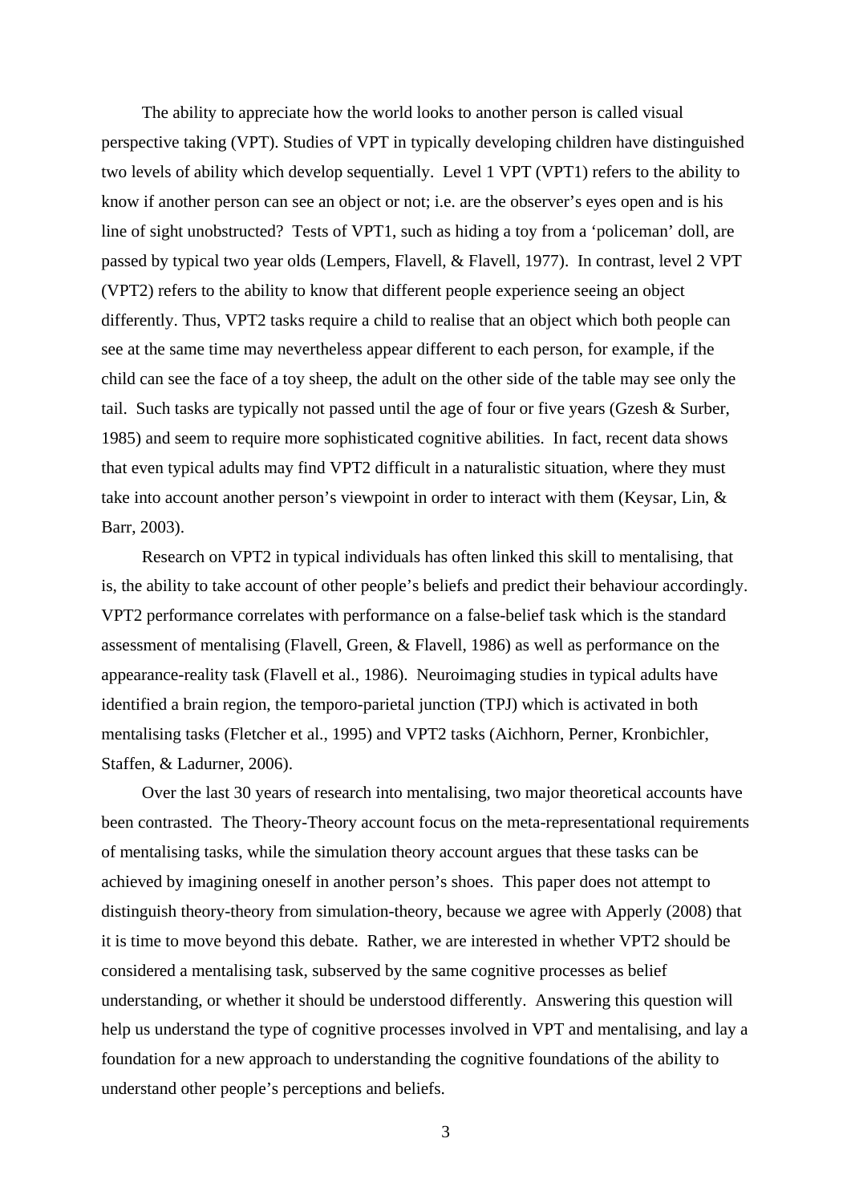The ability to appreciate how the world looks to another person is called visual perspective taking (VPT). Studies of VPT in typically developing children have distinguished two levels of ability which develop sequentially. Level 1 VPT (VPT1) refers to the ability to know if another person can see an object or not; i.e. are the observer's eyes open and is his line of sight unobstructed? Tests of VPT1, such as hiding a toy from a 'policeman' doll, are passed by typical two year olds (Lempers, Flavell, & Flavell, 1977). In contrast, level 2 VPT (VPT2) refers to the ability to know that different people experience seeing an object differently. Thus, VPT2 tasks require a child to realise that an object which both people can see at the same time may nevertheless appear different to each person, for example, if the child can see the face of a toy sheep, the adult on the other side of the table may see only the tail. Such tasks are typically not passed until the age of four or five years (Gzesh & Surber, 1985) and seem to require more sophisticated cognitive abilities. In fact, recent data shows that even typical adults may find VPT2 difficult in a naturalistic situation, where they must take into account another person's viewpoint in order to interact with them (Keysar, Lin, & Barr, 2003).

Research on VPT2 in typical individuals has often linked this skill to mentalising, that is, the ability to take account of other people's beliefs and predict their behaviour accordingly. VPT2 performance correlates with performance on a false-belief task which is the standard assessment of mentalising (Flavell, Green, & Flavell, 1986) as well as performance on the appearance-reality task (Flavell et al., 1986). Neuroimaging studies in typical adults have identified a brain region, the temporo-parietal junction (TPJ) which is activated in both mentalising tasks (Fletcher et al., 1995) and VPT2 tasks (Aichhorn, Perner, Kronbichler, Staffen, & Ladurner, 2006).

Over the last 30 years of research into mentalising, two major theoretical accounts have been contrasted. The Theory-Theory account focus on the meta-representational requirements of mentalising tasks, while the simulation theory account argues that these tasks can be achieved by imagining oneself in another person's shoes. This paper does not attempt to distinguish theory-theory from simulation-theory, because we agree with Apperly (2008) that it is time to move beyond this debate. Rather, we are interested in whether VPT2 should be considered a mentalising task, subserved by the same cognitive processes as belief understanding, or whether it should be understood differently. Answering this question will help us understand the type of cognitive processes involved in VPT and mentalising, and lay a foundation for a new approach to understanding the cognitive foundations of the ability to understand other people's perceptions and beliefs.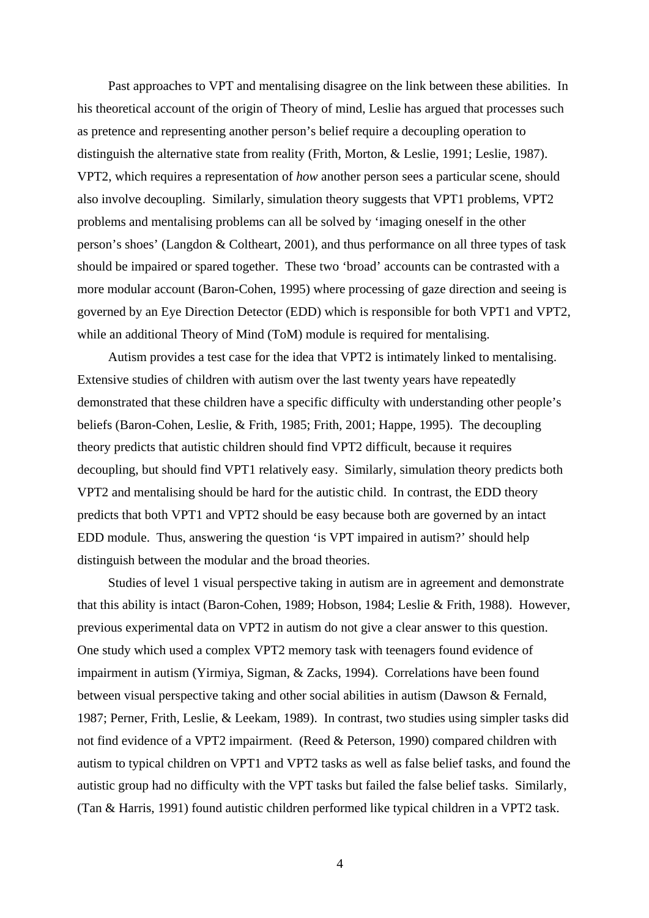Past approaches to VPT and mentalising disagree on the link between these abilities. In his theoretical account of the origin of Theory of mind, Leslie has argued that processes such as pretence and representing another person's belief require a decoupling operation to distinguish the alternative state from reality (Frith, Morton, & Leslie, 1991; Leslie, 1987). VPT2, which requires a representation of *how* another person sees a particular scene, should also involve decoupling. Similarly, simulation theory suggests that VPT1 problems, VPT2 problems and mentalising problems can all be solved by 'imaging oneself in the other person's shoes' (Langdon & Coltheart, 2001), and thus performance on all three types of task should be impaired or spared together. These two 'broad' accounts can be contrasted with a more modular account (Baron-Cohen, 1995) where processing of gaze direction and seeing is governed by an Eye Direction Detector (EDD) which is responsible for both VPT1 and VPT2, while an additional Theory of Mind (ToM) module is required for mentalising.

Autism provides a test case for the idea that VPT2 is intimately linked to mentalising. Extensive studies of children with autism over the last twenty years have repeatedly demonstrated that these children have a specific difficulty with understanding other people's beliefs (Baron-Cohen, Leslie, & Frith, 1985; Frith, 2001; Happe, 1995). The decoupling theory predicts that autistic children should find VPT2 difficult, because it requires decoupling, but should find VPT1 relatively easy. Similarly, simulation theory predicts both VPT2 and mentalising should be hard for the autistic child. In contrast, the EDD theory predicts that both VPT1 and VPT2 should be easy because both are governed by an intact EDD module. Thus, answering the question 'is VPT impaired in autism?' should help distinguish between the modular and the broad theories.

Studies of level 1 visual perspective taking in autism are in agreement and demonstrate that this ability is intact (Baron-Cohen, 1989; Hobson, 1984; Leslie & Frith, 1988). However, previous experimental data on VPT2 in autism do not give a clear answer to this question. One study which used a complex VPT2 memory task with teenagers found evidence of impairment in autism (Yirmiya, Sigman, & Zacks, 1994). Correlations have been found between visual perspective taking and other social abilities in autism (Dawson & Fernald, 1987; Perner, Frith, Leslie, & Leekam, 1989). In contrast, two studies using simpler tasks did not find evidence of a VPT2 impairment. (Reed & Peterson, 1990) compared children with autism to typical children on VPT1 and VPT2 tasks as well as false belief tasks, and found the autistic group had no difficulty with the VPT tasks but failed the false belief tasks. Similarly, (Tan & Harris, 1991) found autistic children performed like typical children in a VPT2 task.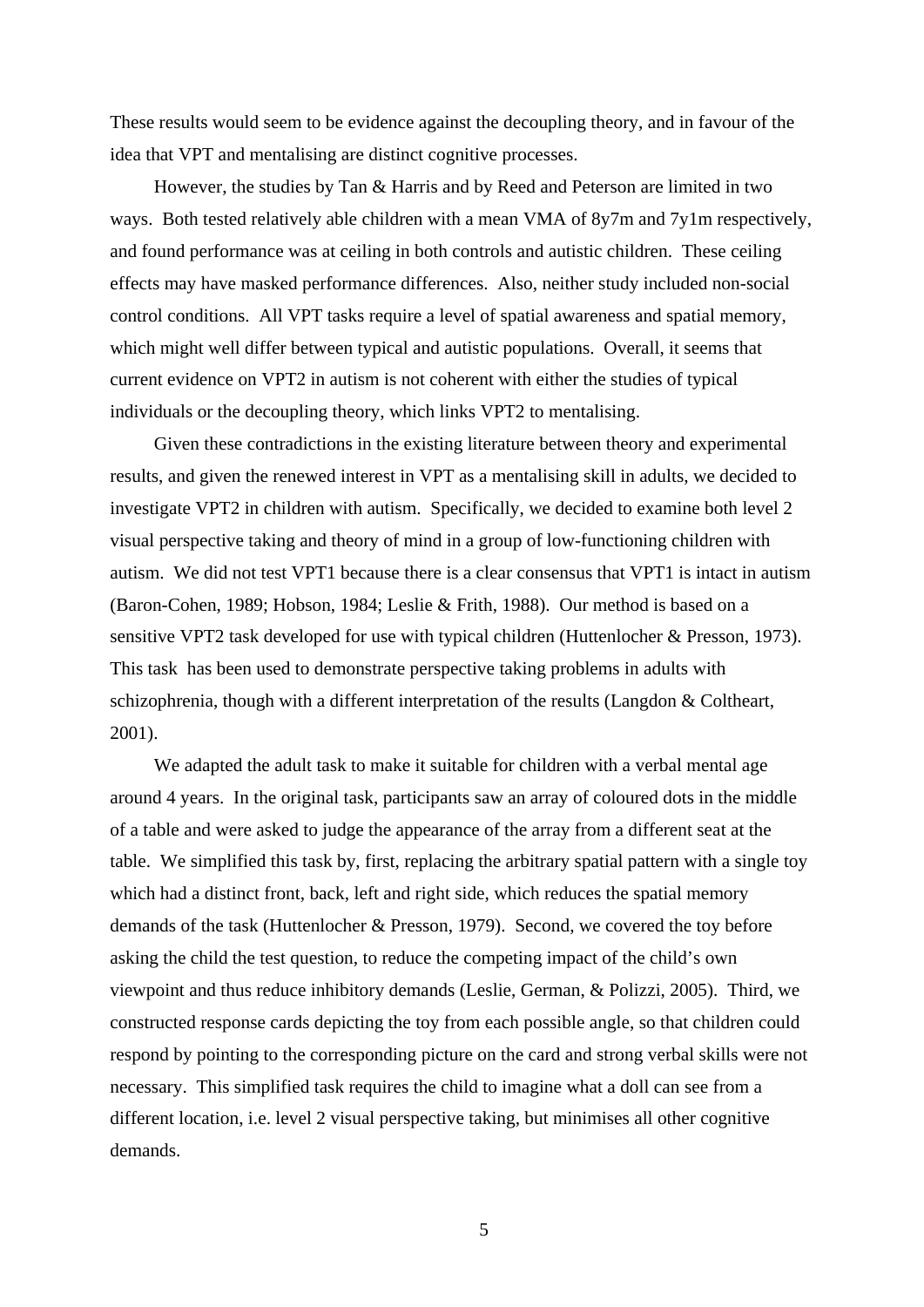These results would seem to be evidence against the decoupling theory, and in favour of the idea that VPT and mentalising are distinct cognitive processes.

However, the studies by Tan & Harris and by Reed and Peterson are limited in two ways. Both tested relatively able children with a mean VMA of 8y7m and 7y1m respectively, and found performance was at ceiling in both controls and autistic children. These ceiling effects may have masked performance differences. Also, neither study included non-social control conditions. All VPT tasks require a level of spatial awareness and spatial memory, which might well differ between typical and autistic populations. Overall, it seems that current evidence on VPT2 in autism is not coherent with either the studies of typical individuals or the decoupling theory, which links VPT2 to mentalising.

Given these contradictions in the existing literature between theory and experimental results, and given the renewed interest in VPT as a mentalising skill in adults, we decided to investigate VPT2 in children with autism. Specifically, we decided to examine both level 2 visual perspective taking and theory of mind in a group of low-functioning children with autism. We did not test VPT1 because there is a clear consensus that VPT1 is intact in autism (Baron-Cohen, 1989; Hobson, 1984; Leslie & Frith, 1988). Our method is based on a sensitive VPT2 task developed for use with typical children (Huttenlocher & Presson, 1973). This task has been used to demonstrate perspective taking problems in adults with schizophrenia, though with a different interpretation of the results (Langdon & Coltheart, 2001).

We adapted the adult task to make it suitable for children with a verbal mental age around 4 years. In the original task, participants saw an array of coloured dots in the middle of a table and were asked to judge the appearance of the array from a different seat at the table. We simplified this task by, first, replacing the arbitrary spatial pattern with a single toy which had a distinct front, back, left and right side, which reduces the spatial memory demands of the task (Huttenlocher & Presson, 1979). Second, we covered the toy before asking the child the test question, to reduce the competing impact of the child's own viewpoint and thus reduce inhibitory demands (Leslie, German, & Polizzi, 2005). Third, we constructed response cards depicting the toy from each possible angle, so that children could respond by pointing to the corresponding picture on the card and strong verbal skills were not necessary. This simplified task requires the child to imagine what a doll can see from a different location, i.e. level 2 visual perspective taking, but minimises all other cognitive demands.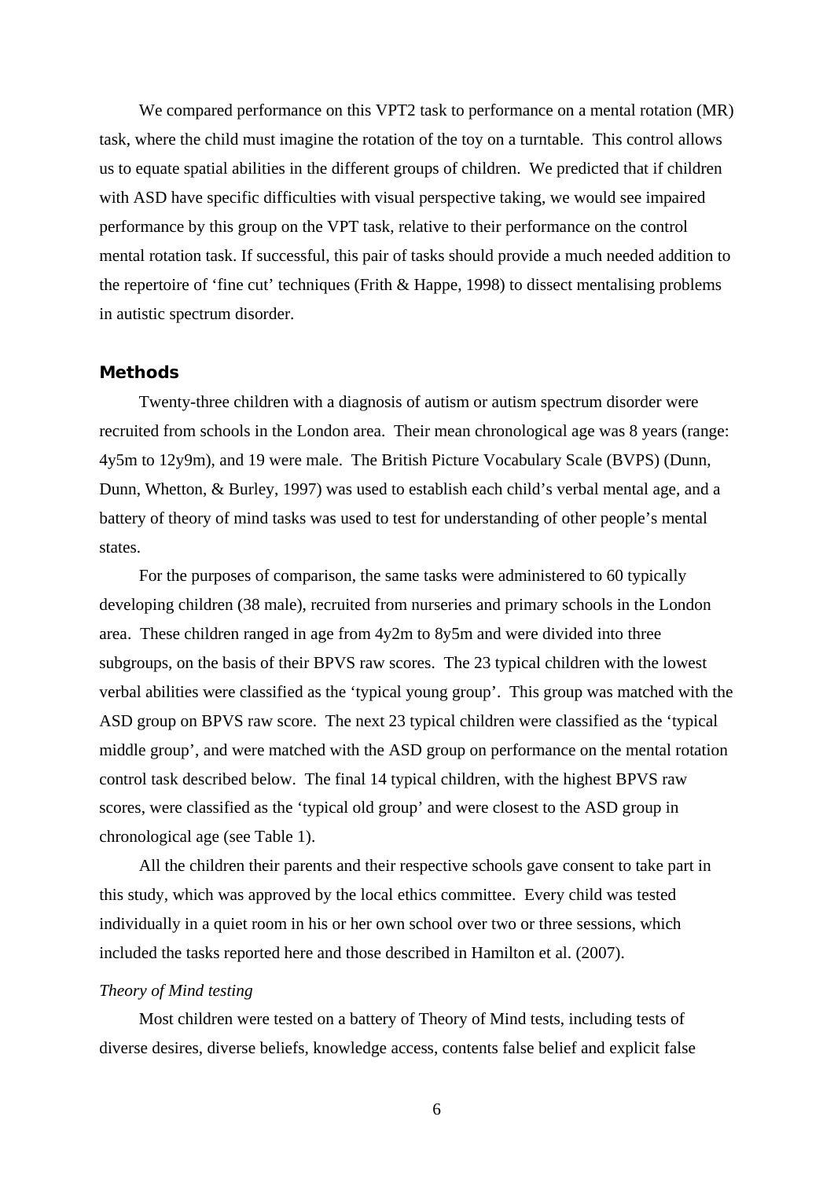We compared performance on this VPT2 task to performance on a mental rotation (MR) task, where the child must imagine the rotation of the toy on a turntable. This control allows us to equate spatial abilities in the different groups of children. We predicted that if children with ASD have specific difficulties with visual perspective taking, we would see impaired performance by this group on the VPT task, relative to their performance on the control mental rotation task. If successful, this pair of tasks should provide a much needed addition to the repertoire of 'fine cut' techniques (Frith & Happe, 1998) to dissect mentalising problems in autistic spectrum disorder.

## Methods

Twenty-three children with a diagnosis of autism or autism spectrum disorder were recruited from schools in the London area. Their mean chronological age was 8 years (range: 4y5m to 12y9m), and 19 were male. The British Picture Vocabulary Scale (BVPS) (Dunn, Dunn, Whetton, & Burley, 1997) was used to establish each child's verbal mental age, and a battery of theory of mind tasks was used to test for understanding of other people's mental states.

For the purposes of comparison, the same tasks were administered to 60 typically developing children (38 male), recruited from nurseries and primary schools in the London area. These children ranged in age from 4y2m to 8y5m and were divided into three subgroups, on the basis of their BPVS raw scores. The 23 typical children with the lowest verbal abilities were classified as the 'typical young group'. This group was matched with the ASD group on BPVS raw score. The next 23 typical children were classified as the 'typical middle group', and were matched with the ASD group on performance on the mental rotation control task described below. The final 14 typical children, with the highest BPVS raw scores, were classified as the 'typical old group' and were closest to the ASD group in chronological age (see Table 1).

All the children their parents and their respective schools gave consent to take part in this study, which was approved by the local ethics committee. Every child was tested individually in a quiet room in his or her own school over two or three sessions, which included the tasks reported here and those described in Hamilton et al. (2007).

*Theory of Mind testing*

Most children were tested on a battery of Theory of Mind tests, including tests of diverse desires, diverse beliefs, knowledge access, contents false belief and explicit false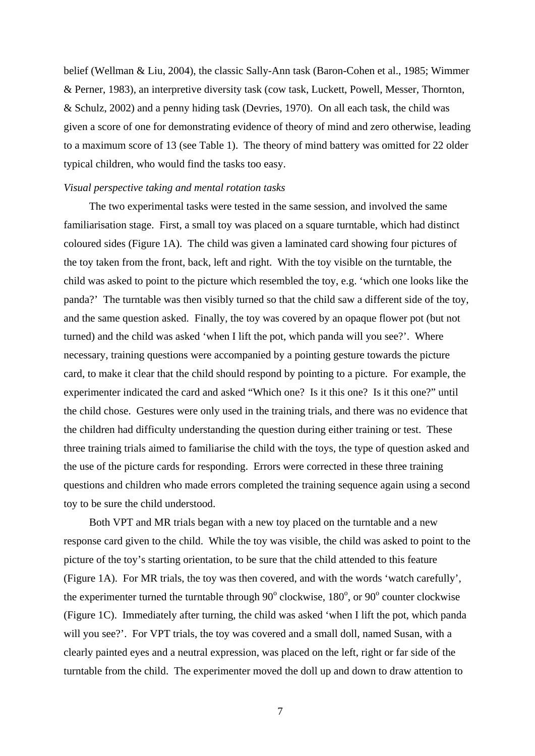belief (Wellman & Liu, 2004), the classic Sally-Ann task (Baron-Cohen et al., 1985; Wimmer & Perner, 1983), an interpretive diversity task (cow task, Luckett, Powell, Messer, Thornton, & Schulz, 2002) and a penny hiding task (Devries, 1970). On all each task, the child was given a score of one for demonstrating evidence of theory of mind and zero otherwise, leading to a maximum score of 13 (see Table 1). The theory of mind battery was omitted for 22 older typical children, who would find the tasks too easy.

*Visual perspective taking and mental rotation tasks*

The two experimental tasks were tested in the same session, and involved the same familiarisation stage. First, a small toy was placed on a square turntable, which had distinct coloured sides (Figure 1A). The child was given a laminated card showing four pictures of the toy taken from the front, back, left and right. With the toy visible on the turntable, the child was asked to point to the picture which resembled the toy, e.g. 'which one looks like the panda?' The turntable was then visibly turned so that the child saw a different side of the toy, and the same question asked. Finally, the toy was covered by an opaque flower pot (but not turned) and the child was asked 'when I lift the pot, which panda will you see?'. Where necessary, training questions were accompanied by a pointing gesture towards the picture card, to make it clear that the child should respond by pointing to a picture. For example, the experimenter indicated the card and asked "Which one? Is it this one? Is it this one?" until the child chose. Gestures were only used in the training trials, and there was no evidence that the children had difficulty understanding the question during either training or test. These three training trials aimed to familiarise the child with the toys, the type of question asked and the use of the picture cards for responding. Errors were corrected in these three training questions and children who made errors completed the training sequence again using a second toy to be sure the child understood.

Both VPT and MR trials began with a new toy placed on the turntable and a new response card given to the child. While the toy was visible, the child was asked to point to the picture of the toy's starting orientation, to be sure that the child attended to this feature (Figure 1A). For MR trials, the toy was then covered, and with the words 'watch carefully', the experimenter turned the turntable through $90^o$ clockwise, $180^o$, or $90^o$ counter clockwise (Figure 1C). Immediately after turning, the child was asked 'when I lift the pot, which panda will you see?'. For VPT trials, the toy was covered and a small doll, named Susan, with a clearly painted eyes and a neutral expression, was placed on the left, right or far side of the turntable from the child. The experimenter moved the doll up and down to draw attention to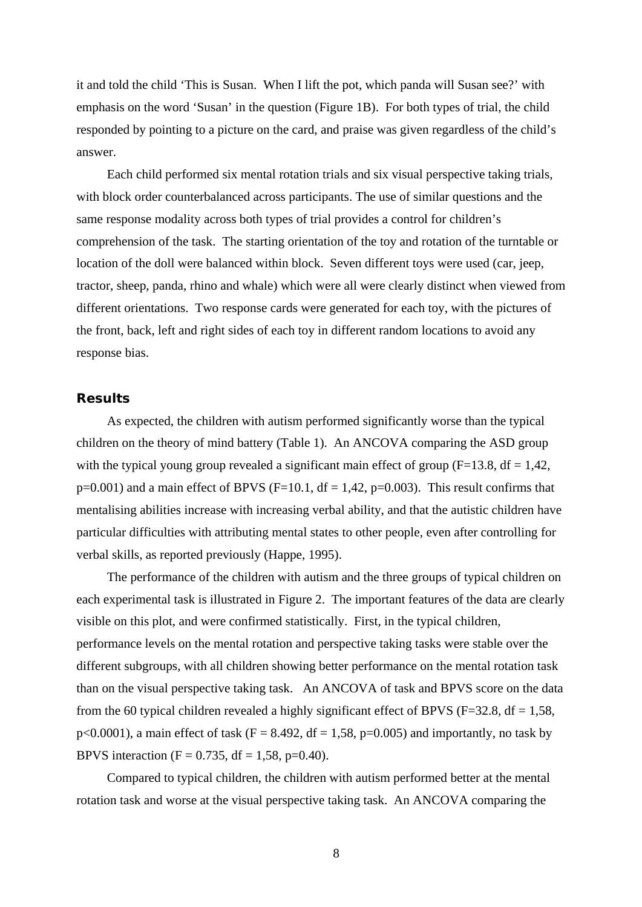it and told the child ‘This is Susan.  When I lift the pot, which panda will Susan see?’ with emphasis on the word ‘Susan’ in the question (Figure 1B).  For both types of trial, the child responded by pointing to a picture on the card, and praise was given regardless of the child’s answer.

Each child performed six mental rotation trials and six visual perspective taking trials, with block order counterbalanced across participants. The use of similar questions and the same response modality across both types of trial provides a control for children’s comprehension of the task.  The starting orientation of the toy and rotation of the turntable or location of the doll were balanced within block.  Seven different toys were used (car, jeep, tractor, sheep, panda, rhino and whale) which were all were clearly distinct when viewed from different orientations.  Two response cards were generated for each toy, with the pictures of the front, back, left and right sides of each toy in different random locations to avoid any response bias.

## Results

As expected, the children with autism performed significantly worse than the typical children on the theory of mind battery (Table 1).  An ANCOVA comparing the ASD group with the typical young group revealed a significant main effect of group ($F=13.8$, df = 1,42, $p=0.001$) and a main effect of BPVS ($F=10.1$, df = 1,42, $p=0.003$).  This result confirms that mentalising abilities increase with increasing verbal ability, and that the autistic children have particular difficulties with attributing mental states to other people, even after controlling for verbal skills, as reported previously (Happe, 1995).

The performance of the children with autism and the three groups of typical children on each experimental task is illustrated in Figure 2.  The important features of the data are clearly visible on this plot, and were confirmed statistically.  First, in the typical children, performance levels on the mental rotation and perspective taking tasks were stable over the different subgroups, with all children showing better performance on the mental rotation task than on the visual perspective taking task.   An ANCOVA of task and BPVS score on the data from the 60 typical children revealed a highly significant effect of BPVS ($F=32.8$, df = 1,58, $p<0.0001$), a main effect of task ($F = 8.492$, df = 1,58, $p=0.005$) and importantly, no task by BPVS interaction ($F = 0.735$, df = 1,58, $p=0.40$).

Compared to typical children, the children with autism performed better at the mental rotation task and worse at the visual perspective taking task.  An ANCOVA comparing the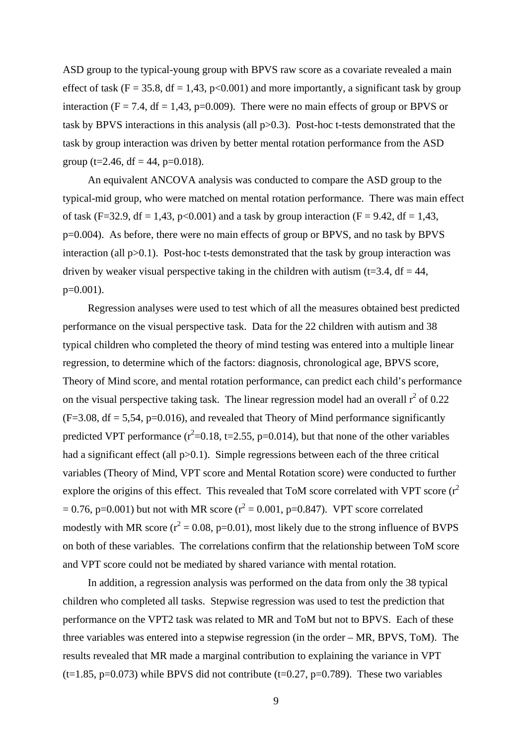ASD group to the typical-young group with BPVS raw score as a covariate revealed a main effect of task ($F = 35.8$, df = 1,43, $p<0.001$) and more importantly, a significant task by group interaction ($F = 7.4$, df = 1,43, $p=0.009$). There were no main effects of group or BPVS or task by BPVS interactions in this analysis (all $p>0.3$). Post-hoc t-tests demonstrated that the task by group interaction was driven by better mental rotation performance from the ASD group ($t=2.46$, df = 44, $p=0.018$).

An equivalent ANCOVA analysis was conducted to compare the ASD group to the typical-mid group, who were matched on mental rotation performance. There was main effect of task ($F=32.9$, df = 1,43, $p<0.001$) and a task by group interaction ($F = 9.42$, df = 1,43, $p=0.004$). As before, there were no main effects of group or BPVS, and no task by BPVS interaction (all $p>0.1$). Post-hoc t-tests demonstrated that the task by group interaction was driven by weaker visual perspective taking in the children with autism ($t=3.4$, df = 44, $p=0.001$).

Regression analyses were used to test which of all the measures obtained best predicted performance on the visual perspective task. Data for the 22 children with autism and 38 typical children who completed the theory of mind testing was entered into a multiple linear regression, to determine which of the factors: diagnosis, chronological age, BPVS score, Theory of Mind score, and mental rotation performance, can predict each child's performance on the visual perspective taking task. The linear regression model had an overall $r^2$ of 0.22 ($F=3.08$, df = 5,54, $p=0.016$), and revealed that Theory of Mind performance significantly predicted VPT performance ($r^2=0.18$, $t=2.55$, $p=0.014$), but that none of the other variables had a significant effect (all $p>0.1$). Simple regressions between each of the three critical variables (Theory of Mind, VPT score and Mental Rotation score) were conducted to further explore the origins of this effect. This revealed that ToM score correlated with VPT score ($r^2 = 0.76$, $p=0.001$) but not with MR score ($r^2 = 0.001$, $p=0.847$). VPT score correlated modestly with MR score ($r^2 = 0.08$, $p=0.01$), most likely due to the strong influence of BVPS on both of these variables. The correlations confirm that the relationship between ToM score and VPT score could not be mediated by shared variance with mental rotation.

In addition, a regression analysis was performed on the data from only the 38 typical children who completed all tasks. Stepwise regression was used to test the prediction that performance on the VPT2 task was related to MR and ToM but not to BPVS. Each of these three variables was entered into a stepwise regression (in the order – MR, BPVS, ToM). The results revealed that MR made a marginal contribution to explaining the variance in VPT ($t=1.85$, $p=0.073$) while BPVS did not contribute ($t=0.27$, $p=0.789$). These two variables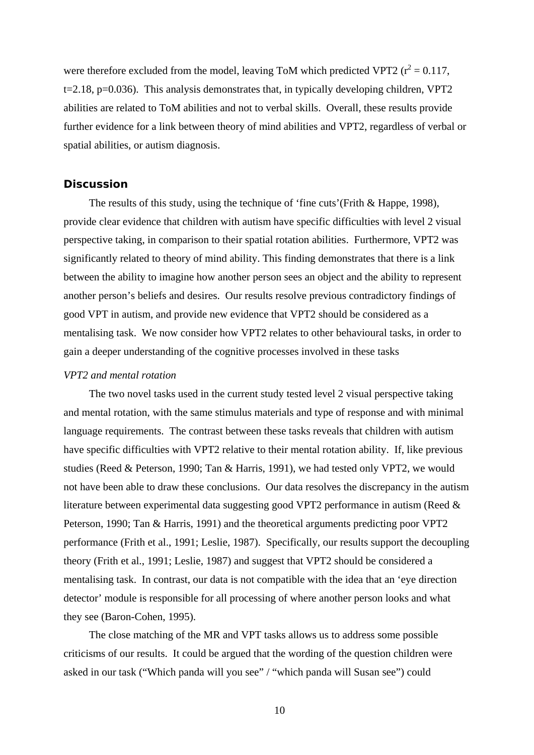were therefore excluded from the model, leaving ToM which predicted VPT2 ($r^2 = 0.117$, $t=2.18$, $p=0.036$). This analysis demonstrates that, in typically developing children, VPT2 abilities are related to ToM abilities and not to verbal skills. Overall, these results provide further evidence for a link between theory of mind abilities and VPT2, regardless of verbal or spatial abilities, or autism diagnosis.

## Discussion

The results of this study, using the technique of 'fine cuts'(Frith & Happe, 1998), provide clear evidence that children with autism have specific difficulties with level 2 visual perspective taking, in comparison to their spatial rotation abilities. Furthermore, VPT2 was significantly related to theory of mind ability. This finding demonstrates that there is a link between the ability to imagine how another person sees an object and the ability to represent another person's beliefs and desires. Our results resolve previous contradictory findings of good VPT in autism, and provide new evidence that VPT2 should be considered as a mentalising task. We now consider how VPT2 relates to other behavioural tasks, in order to gain a deeper understanding of the cognitive processes involved in these tasks

*VPT2 and mental rotation*

The two novel tasks used in the current study tested level 2 visual perspective taking and mental rotation, with the same stimulus materials and type of response and with minimal language requirements. The contrast between these tasks reveals that children with autism have specific difficulties with VPT2 relative to their mental rotation ability. If, like previous studies (Reed & Peterson, 1990; Tan & Harris, 1991), we had tested only VPT2, we would not have been able to draw these conclusions. Our data resolves the discrepancy in the autism literature between experimental data suggesting good VPT2 performance in autism (Reed & Peterson, 1990; Tan & Harris, 1991) and the theoretical arguments predicting poor VPT2 performance (Frith et al., 1991; Leslie, 1987). Specifically, our results support the decoupling theory (Frith et al., 1991; Leslie, 1987) and suggest that VPT2 should be considered a mentalising task. In contrast, our data is not compatible with the idea that an 'eye direction detector' module is responsible for all processing of where another person looks and what they see (Baron-Cohen, 1995).

The close matching of the MR and VPT tasks allows us to address some possible criticisms of our results. It could be argued that the wording of the question children were asked in our task ("Which panda will you see" / "which panda will Susan see") could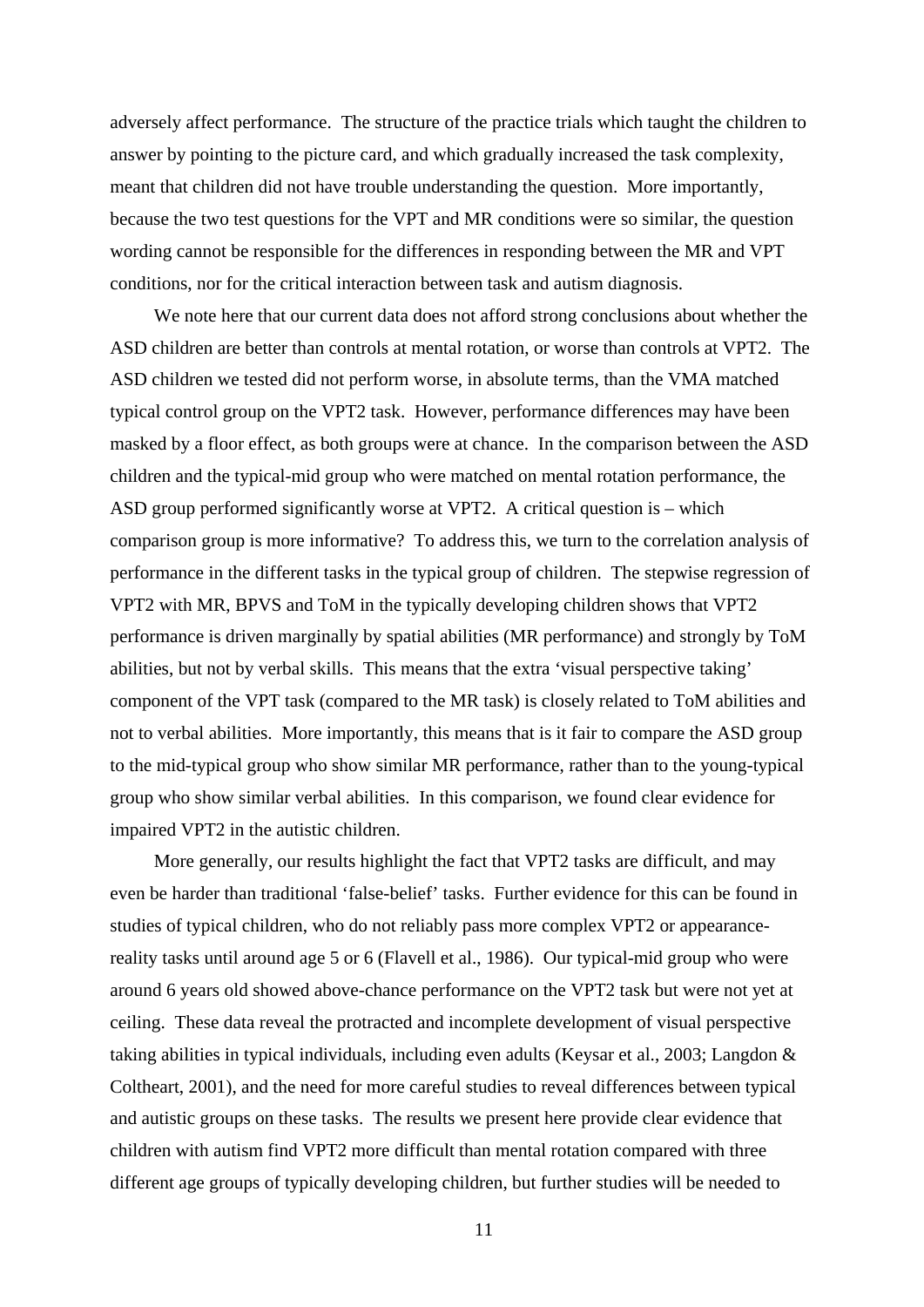adversely affect performance. The structure of the practice trials which taught the children to answer by pointing to the picture card, and which gradually increased the task complexity, meant that children did not have trouble understanding the question. More importantly, because the two test questions for the VPT and MR conditions were so similar, the question wording cannot be responsible for the differences in responding between the MR and VPT conditions, nor for the critical interaction between task and autism diagnosis.

We note here that our current data does not afford strong conclusions about whether the ASD children are better than controls at mental rotation, or worse than controls at VPT2. The ASD children we tested did not perform worse, in absolute terms, than the VMA matched typical control group on the VPT2 task. However, performance differences may have been masked by a floor effect, as both groups were at chance. In the comparison between the ASD children and the typical-mid group who were matched on mental rotation performance, the ASD group performed significantly worse at VPT2. A critical question is – which comparison group is more informative? To address this, we turn to the correlation analysis of performance in the different tasks in the typical group of children. The stepwise regression of VPT2 with MR, BPVS and ToM in the typically developing children shows that VPT2 performance is driven marginally by spatial abilities (MR performance) and strongly by ToM abilities, but not by verbal skills. This means that the extra 'visual perspective taking' component of the VPT task (compared to the MR task) is closely related to ToM abilities and not to verbal abilities. More importantly, this means that is it fair to compare the ASD group to the mid-typical group who show similar MR performance, rather than to the young-typical group who show similar verbal abilities. In this comparison, we found clear evidence for impaired VPT2 in the autistic children.

More generally, our results highlight the fact that VPT2 tasks are difficult, and may even be harder than traditional 'false-belief' tasks. Further evidence for this can be found in studies of typical children, who do not reliably pass more complex VPT2 or appearance-reality tasks until around age 5 or 6 (Flavell et al., 1986). Our typical-mid group who were around 6 years old showed above-chance performance on the VPT2 task but were not yet at ceiling. These data reveal the protracted and incomplete development of visual perspective taking abilities in typical individuals, including even adults (Keysar et al., 2003; Langdon & Coltheart, 2001), and the need for more careful studies to reveal differences between typical and autistic groups on these tasks. The results we present here provide clear evidence that children with autism find VPT2 more difficult than mental rotation compared with three different age groups of typically developing children, but further studies will be needed to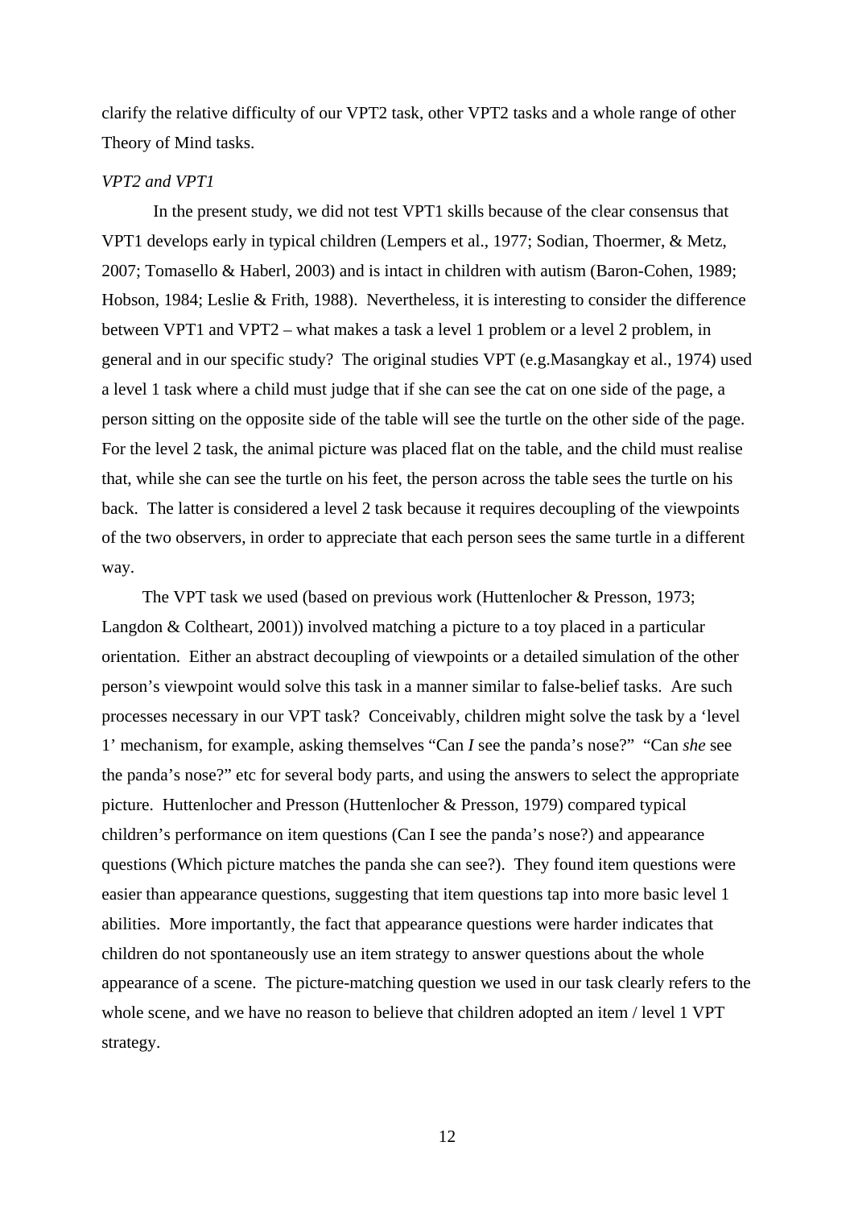clarify the relative difficulty of our VPT2 task, other VPT2 tasks and a whole range of other Theory of Mind tasks.

*VPT2 and VPT1*

In the present study, we did not test VPT1 skills because of the clear consensus that VPT1 develops early in typical children (Lempers et al., 1977; Sodian, Thoermer, & Metz, 2007; Tomasello & Haberl, 2003) and is intact in children with autism (Baron-Cohen, 1989; Hobson, 1984; Leslie & Frith, 1988). Nevertheless, it is interesting to consider the difference between VPT1 and VPT2 – what makes a task a level 1 problem or a level 2 problem, in general and in our specific study? The original studies VPT (e.g.Masangkay et al., 1974) used a level 1 task where a child must judge that if she can see the cat on one side of the page, a person sitting on the opposite side of the table will see the turtle on the other side of the page. For the level 2 task, the animal picture was placed flat on the table, and the child must realise that, while she can see the turtle on his feet, the person across the table sees the turtle on his back. The latter is considered a level 2 task because it requires decoupling of the viewpoints of the two observers, in order to appreciate that each person sees the same turtle in a different way.

The VPT task we used (based on previous work (Huttenlocher & Presson, 1973; Langdon & Coltheart, 2001)) involved matching a picture to a toy placed in a particular orientation. Either an abstract decoupling of viewpoints or a detailed simulation of the other person's viewpoint would solve this task in a manner similar to false-belief tasks. Are such processes necessary in our VPT task? Conceivably, children might solve the task by a 'level 1' mechanism, for example, asking themselves "Can *I* see the panda's nose?" "Can *she* see the panda's nose?" etc for several body parts, and using the answers to select the appropriate picture. Huttenlocher and Presson (Huttenlocher & Presson, 1979) compared typical children's performance on item questions (Can I see the panda's nose?) and appearance questions (Which picture matches the panda she can see?). They found item questions were easier than appearance questions, suggesting that item questions tap into more basic level 1 abilities. More importantly, the fact that appearance questions were harder indicates that children do not spontaneously use an item strategy to answer questions about the whole appearance of a scene. The picture-matching question we used in our task clearly refers to the whole scene, and we have no reason to believe that children adopted an item / level 1 VPT strategy.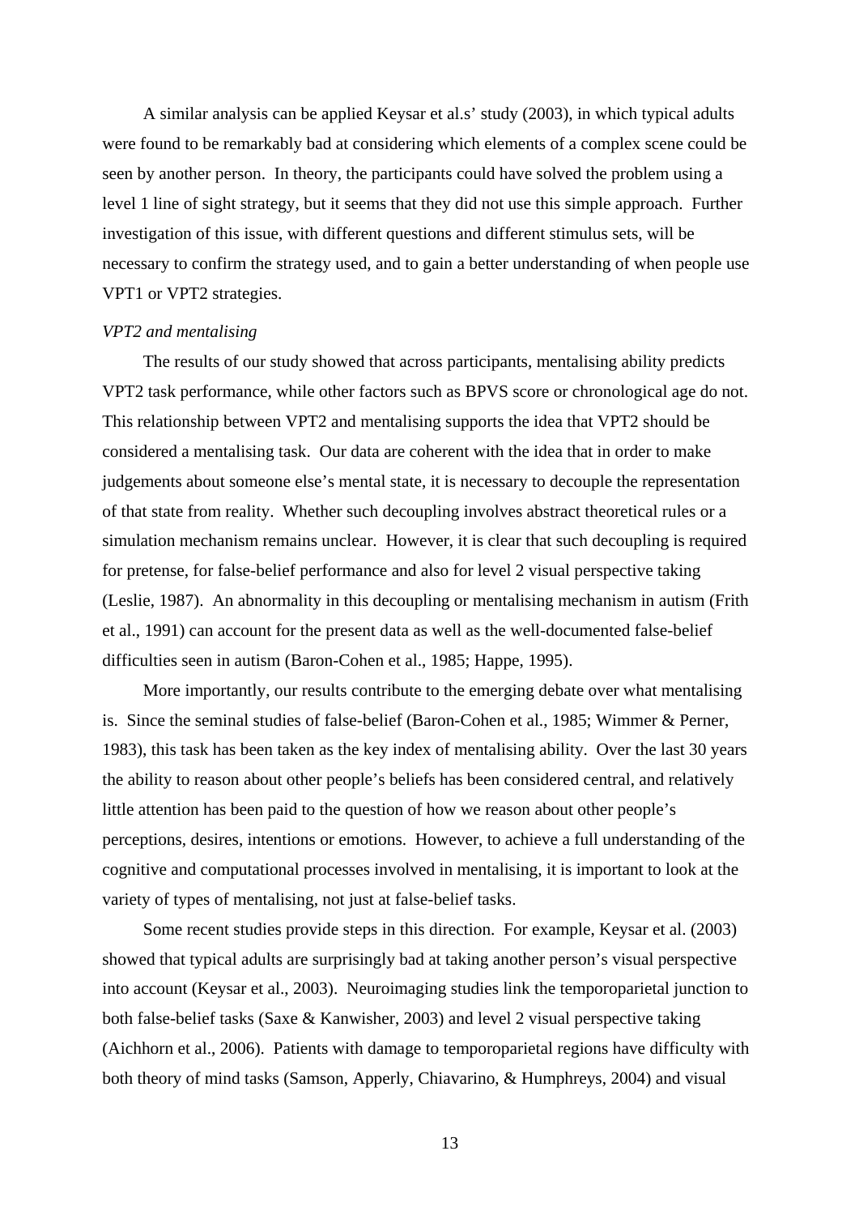A similar analysis can be applied Keysar et al.s' study (2003), in which typical adults were found to be remarkably bad at considering which elements of a complex scene could be seen by another person. In theory, the participants could have solved the problem using a level 1 line of sight strategy, but it seems that they did not use this simple approach. Further investigation of this issue, with different questions and different stimulus sets, will be necessary to confirm the strategy used, and to gain a better understanding of when people use VPT1 or VPT2 strategies.

*VPT2 and mentalising*

The results of our study showed that across participants, mentalising ability predicts VPT2 task performance, while other factors such as BPVS score or chronological age do not. This relationship between VPT2 and mentalising supports the idea that VPT2 should be considered a mentalising task. Our data are coherent with the idea that in order to make judgements about someone else's mental state, it is necessary to decouple the representation of that state from reality. Whether such decoupling involves abstract theoretical rules or a simulation mechanism remains unclear. However, it is clear that such decoupling is required for pretense, for false-belief performance and also for level 2 visual perspective taking (Leslie, 1987). An abnormality in this decoupling or mentalising mechanism in autism (Frith et al., 1991) can account for the present data as well as the well-documented false-belief difficulties seen in autism (Baron-Cohen et al., 1985; Happe, 1995).

More importantly, our results contribute to the emerging debate over what mentalising is. Since the seminal studies of false-belief (Baron-Cohen et al., 1985; Wimmer & Perner, 1983), this task has been taken as the key index of mentalising ability. Over the last 30 years the ability to reason about other people's beliefs has been considered central, and relatively little attention has been paid to the question of how we reason about other people's perceptions, desires, intentions or emotions. However, to achieve a full understanding of the cognitive and computational processes involved in mentalising, it is important to look at the variety of types of mentalising, not just at false-belief tasks.

Some recent studies provide steps in this direction. For example, Keysar et al. (2003) showed that typical adults are surprisingly bad at taking another person's visual perspective into account (Keysar et al., 2003). Neuroimaging studies link the temporoparietal junction to both false-belief tasks (Saxe & Kanwisher, 2003) and level 2 visual perspective taking (Aichhorn et al., 2006). Patients with damage to temporoparietal regions have difficulty with both theory of mind tasks (Samson, Apperly, Chiavarino, & Humphreys, 2004) and visual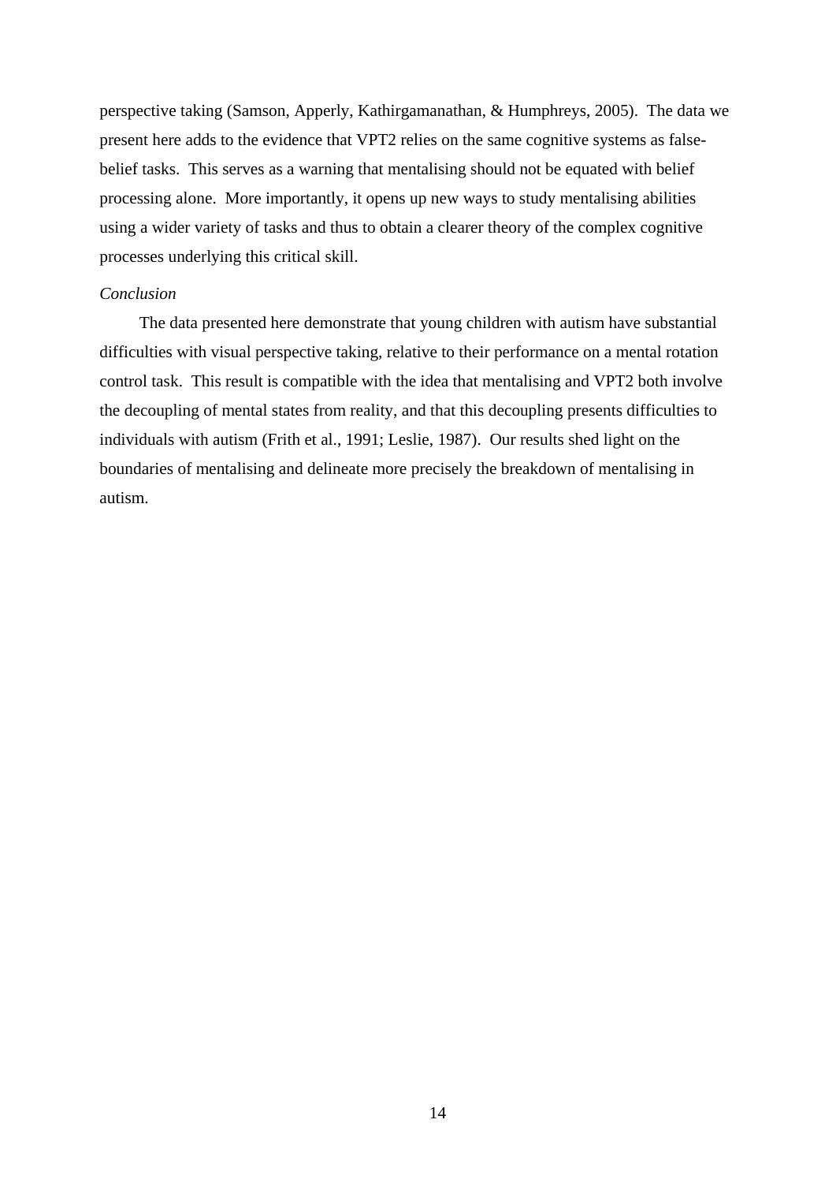perspective taking (Samson, Apperly, Kathirgamanathan, & Humphreys, 2005). The data we present here adds to the evidence that VPT2 relies on the same cognitive systems as false-belief tasks. This serves as a warning that mentalising should not be equated with belief processing alone. More importantly, it opens up new ways to study mentalising abilities using a wider variety of tasks and thus to obtain a clearer theory of the complex cognitive processes underlying this critical skill.

### *Conclusion*

The data presented here demonstrate that young children with autism have substantial difficulties with visual perspective taking, relative to their performance on a mental rotation control task. This result is compatible with the idea that mentalising and VPT2 both involve the decoupling of mental states from reality, and that this decoupling presents difficulties to individuals with autism (Frith et al., 1991; Leslie, 1987). Our results shed light on the boundaries of mentalising and delineate more precisely the breakdown of mentalising in autism.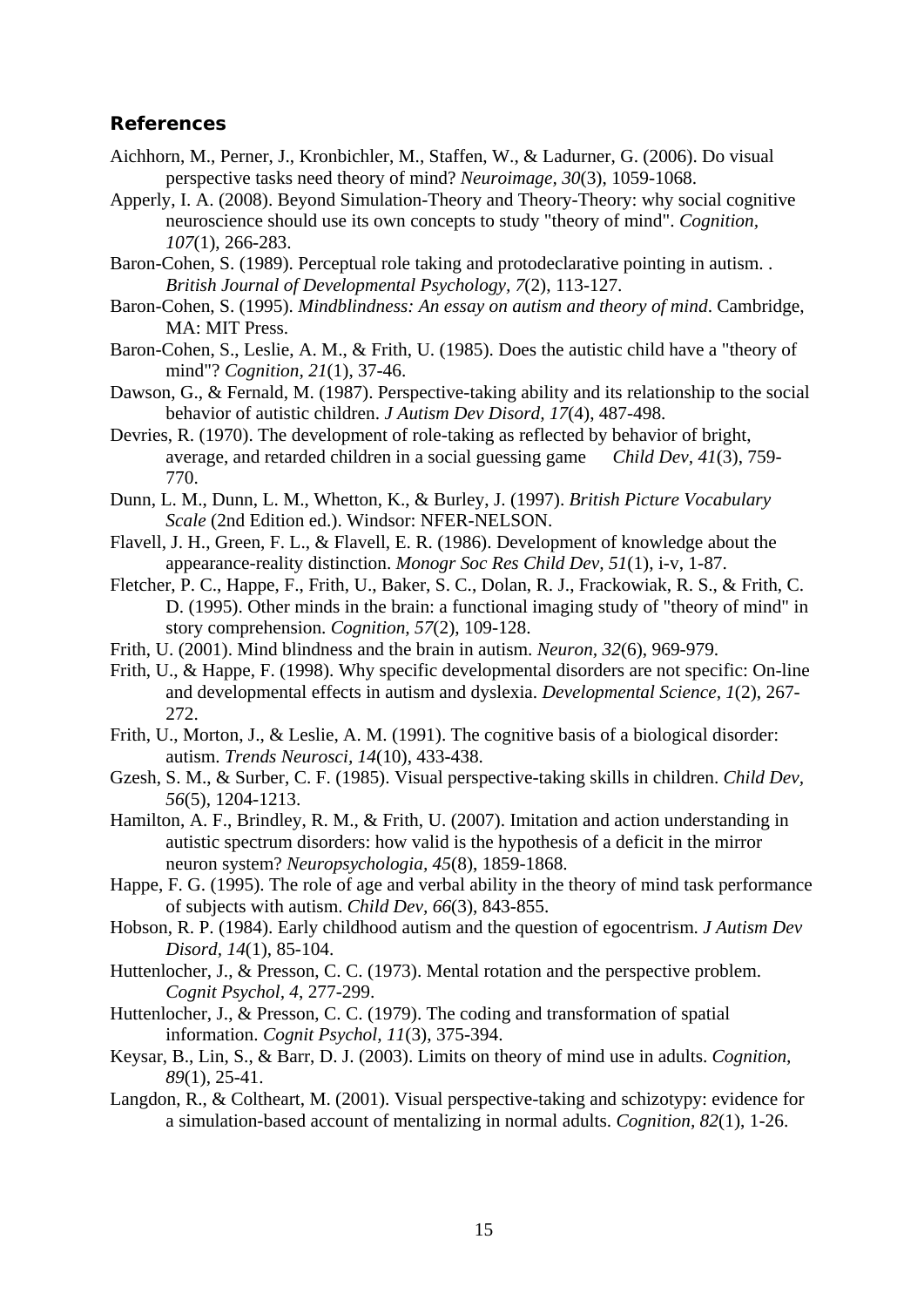## References

Aichhorn, M., Perner, J., Kronbichler, M., Staffen, W., & Ladurner, G. (2006). Do visual perspective tasks need theory of mind? *Neuroimage, 30*(3), 1059-1068.

Apperly, I. A. (2008). Beyond Simulation-Theory and Theory-Theory: why social cognitive neuroscience should use its own concepts to study "theory of mind". *Cognition, 107*(1), 266-283.

Baron-Cohen, S. (1989). Perceptual role taking and protodeclarative pointing in autism. . *British Journal of Developmental Psychology, 7*(2), 113-127.

Baron-Cohen, S. (1995). *Mindblindness: An essay on autism and theory of mind*. Cambridge, MA: MIT Press.

Baron-Cohen, S., Leslie, A. M., & Frith, U. (1985). Does the autistic child have a "theory of mind"? *Cognition, 21*(1), 37-46.

Dawson, G., & Fernald, M. (1987). Perspective-taking ability and its relationship to the social behavior of autistic children. *J Autism Dev Disord, 17*(4), 487-498.

Devries, R. (1970). The development of role-taking as reflected by behavior of bright, average, and retarded children in a social guessing game *Child Dev, 41*(3), 759-770.

Dunn, L. M., Dunn, L. M., Whetton, K., & Burley, J. (1997). *British Picture Vocabulary Scale* (2nd Edition ed.). Windsor: NFER-NELSON.

Flavell, J. H., Green, F. L., & Flavell, E. R. (1986). Development of knowledge about the appearance-reality distinction. *Monogr Soc Res Child Dev, 51*(1), i-v, 1-87.

Fletcher, P. C., Happe, F., Frith, U., Baker, S. C., Dolan, R. J., Frackowiak, R. S., & Frith, C. D. (1995). Other minds in the brain: a functional imaging study of "theory of mind" in story comprehension. *Cognition, 57*(2), 109-128.

Frith, U. (2001). Mind blindness and the brain in autism. *Neuron, 32*(6), 969-979.

Frith, U., & Happe, F. (1998). Why specific developmental disorders are not specific: On-line and developmental effects in autism and dyslexia. *Developmental Science, 1*(2), 267-272.

Frith, U., Morton, J., & Leslie, A. M. (1991). The cognitive basis of a biological disorder: autism. *Trends Neurosci, 14*(10), 433-438.

Gzesh, S. M., & Surber, C. F. (1985). Visual perspective-taking skills in children. *Child Dev, 56*(5), 1204-1213.

Hamilton, A. F., Brindley, R. M., & Frith, U. (2007). Imitation and action understanding in autistic spectrum disorders: how valid is the hypothesis of a deficit in the mirror neuron system? *Neuropsychologia, 45*(8), 1859-1868.

Happe, F. G. (1995). The role of age and verbal ability in the theory of mind task performance of subjects with autism. *Child Dev, 66*(3), 843-855.

Hobson, R. P. (1984). Early childhood autism and the question of egocentrism. *J Autism Dev Disord, 14*(1), 85-104.

Huttenlocher, J., & Presson, C. C. (1973). Mental rotation and the perspective problem. *Cognit Psychol, 4*, 277-299.

Huttenlocher, J., & Presson, C. C. (1979). The coding and transformation of spatial information. *Cognit Psychol, 11*(3), 375-394.

Keysar, B., Lin, S., & Barr, D. J. (2003). Limits on theory of mind use in adults. *Cognition, 89*(1), 25-41.

Langdon, R., & Coltheart, M. (2001). Visual perspective-taking and schizotypy: evidence for a simulation-based account of mentalizing in normal adults. *Cognition, 82*(1), 1-26.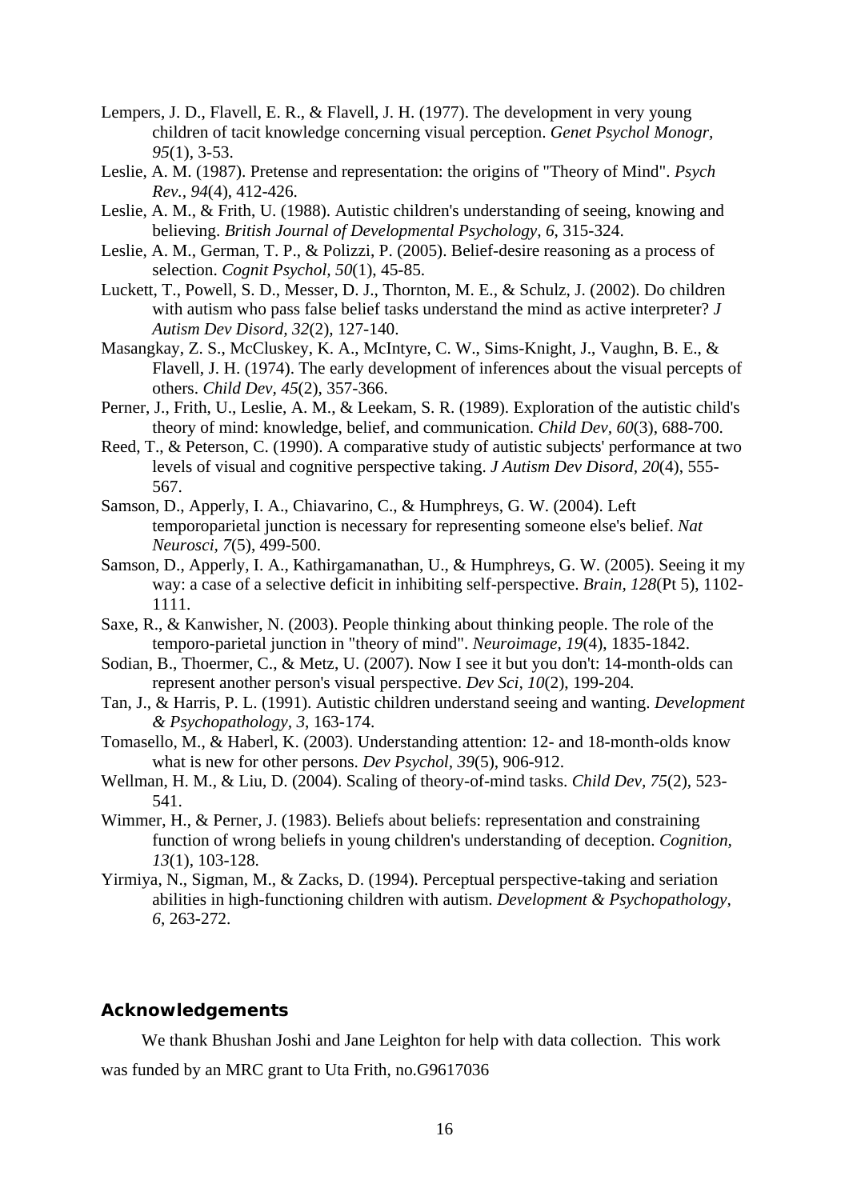Lempers, J. D., Flavell, E. R., & Flavell, J. H. (1977). The development in very young children of tacit knowledge concerning visual perception. *Genet Psychol Monogr, 95*(1), 3-53.

Leslie, A. M. (1987). Pretense and representation: the origins of "Theory of Mind". *Psych Rev., 94*(4), 412-426.

Leslie, A. M., & Frith, U. (1988). Autistic children's understanding of seeing, knowing and believing. *British Journal of Developmental Psychology, 6*, 315-324.

Leslie, A. M., German, T. P., & Polizzi, P. (2005). Belief-desire reasoning as a process of selection. *Cognit Psychol, 50*(1), 45-85.

Luckett, T., Powell, S. D., Messer, D. J., Thornton, M. E., & Schulz, J. (2002). Do children with autism who pass false belief tasks understand the mind as active interpreter? *J Autism Dev Disord, 32*(2), 127-140.

Masangkay, Z. S., McCluskey, K. A., McIntyre, C. W., Sims-Knight, J., Vaughn, B. E., & Flavell, J. H. (1974). The early development of inferences about the visual percepts of others. *Child Dev, 45*(2), 357-366.

Perner, J., Frith, U., Leslie, A. M., & Leekam, S. R. (1989). Exploration of the autistic child's theory of mind: knowledge, belief, and communication. *Child Dev, 60*(3), 688-700.

Reed, T., & Peterson, C. (1990). A comparative study of autistic subjects' performance at two levels of visual and cognitive perspective taking. *J Autism Dev Disord, 20*(4), 555-567.

Samson, D., Apperly, I. A., Chiavarino, C., & Humphreys, G. W. (2004). Left temporoparietal junction is necessary for representing someone else's belief. *Nat Neurosci, 7*(5), 499-500.

Samson, D., Apperly, I. A., Kathirgamanathan, U., & Humphreys, G. W. (2005). Seeing it my way: a case of a selective deficit in inhibiting self-perspective. *Brain, 128*(Pt 5), 1102-1111.

Saxe, R., & Kanwisher, N. (2003). People thinking about thinking people. The role of the temporo-parietal junction in "theory of mind". *Neuroimage, 19*(4), 1835-1842.

Sodian, B., Thoermer, C., & Metz, U. (2007). Now I see it but you don't: 14-month-olds can represent another person's visual perspective. *Dev Sci, 10*(2), 199-204.

Tan, J., & Harris, P. L. (1991). Autistic children understand seeing and wanting. *Development & Psychopathology, 3*, 163-174.

Tomasello, M., & Haberl, K. (2003). Understanding attention: 12- and 18-month-olds know what is new for other persons. *Dev Psychol, 39*(5), 906-912.

Wellman, H. M., & Liu, D. (2004). Scaling of theory-of-mind tasks. *Child Dev, 75*(2), 523-541.

Wimmer, H., & Perner, J. (1983). Beliefs about beliefs: representation and constraining function of wrong beliefs in young children's understanding of deception. *Cognition, 13*(1), 103-128.

Yirmiya, N., Sigman, M., & Zacks, D. (1994). Perceptual perspective-taking and seriation abilities in high-functioning children with autism. *Development & Psychopathology, 6*, 263-272.

## Acknowledgements

We thank Bhushan Joshi and Jane Leighton for help with data collection. This work was funded by an MRC grant to Uta Frith, no.G9617036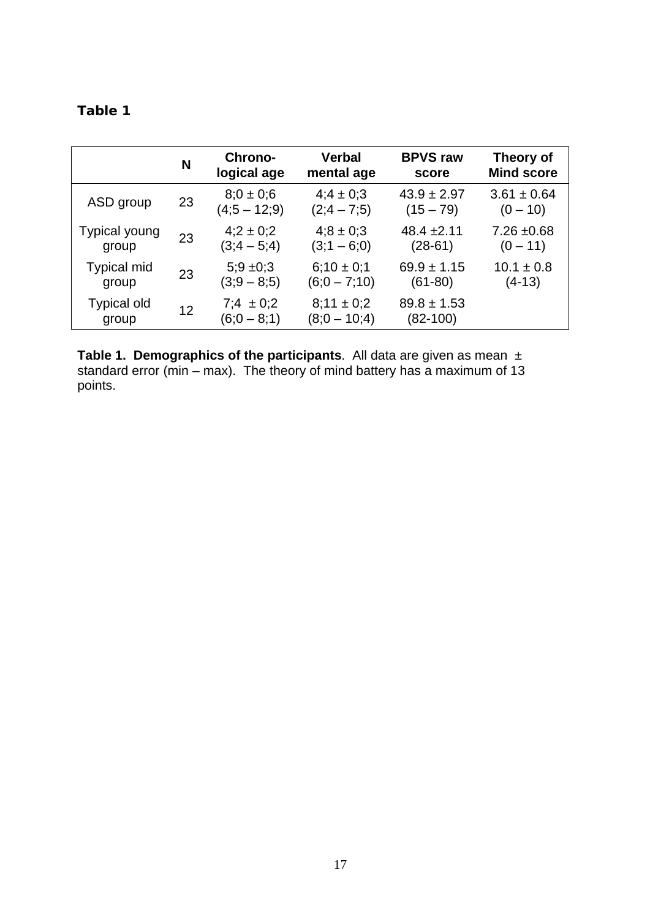**Table 1**

| | N | Chrono-logical age | Verbal mental age | BPVS raw score | Theory of Mind score |
|---|---|---|---|---|---|
| ASD group | 23 | 8;0 ± 0;6 (4;5 – 12;9) | 4;4 ± 0;3 (2;4 – 7;5) | 43.9 ± 2.97 (15 – 79) | 3.61 ± 0.64 (0 – 10) |
| Typical young group | 23 | 4;2 ± 0;2 (3;4 – 5;4) | 4;8 ± 0;3 (3;1 – 6;0) | 48.4 ±2.11 (28-61) | 7.26 ±0.68 (0 – 11) |
| Typical mid group | 23 | 5;9 ±0;3 (3;9 – 8;5) | 6;10 ± 0;1 (6;0 – 7;10) | 69.9 ± 1.15 (61-80) | 10.1 ± 0.8 (4-13) |
| Typical old group | 12 | 7;4 ± 0;2 (6;0 – 8;1) | 8;11 ± 0;2 (8;0 – 10;4) | 89.8 ± 1.53 (82-100) | |

**Table 1. Demographics of the participants**. All data are given as mean ± standard error (min – max). The theory of mind battery has a maximum of 13 points.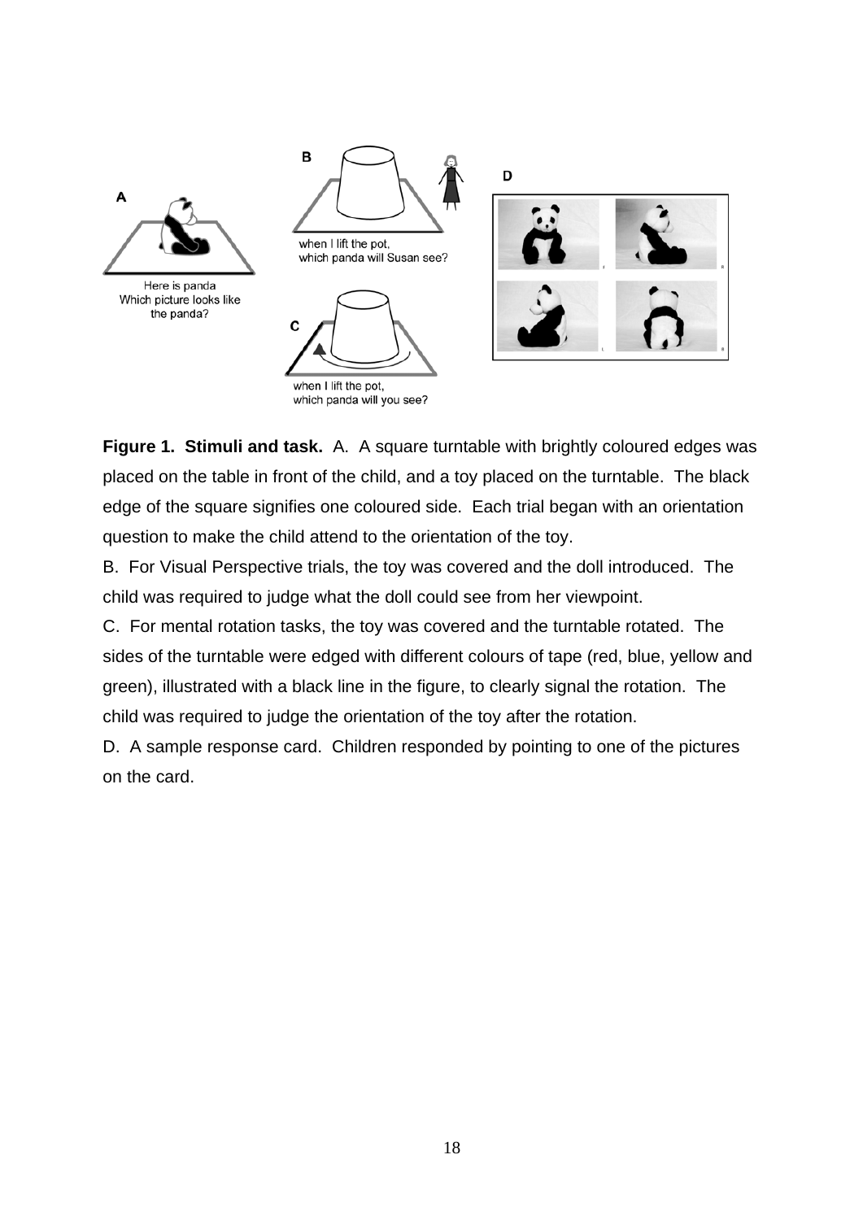**Figure 1. Stimuli and task.** A. A square turntable with brightly coloured edges was placed on the table in front of the child, and a toy placed on the turntable. The black edge of the square signifies one coloured side. Each trial began with an orientation question to make the child attend to the orientation of the toy.

B. For Visual Perspective trials, the toy was covered and the doll introduced. The child was required to judge what the doll could see from her viewpoint.

C. For mental rotation tasks, the toy was covered and the turntable rotated. The sides of the turntable were edged with different colours of tape (red, blue, yellow and green), illustrated with a black line in the figure, to clearly signal the rotation. The child was required to judge the orientation of the toy after the rotation.

D. A sample response card. Children responded by pointing to one of the pictures on the card.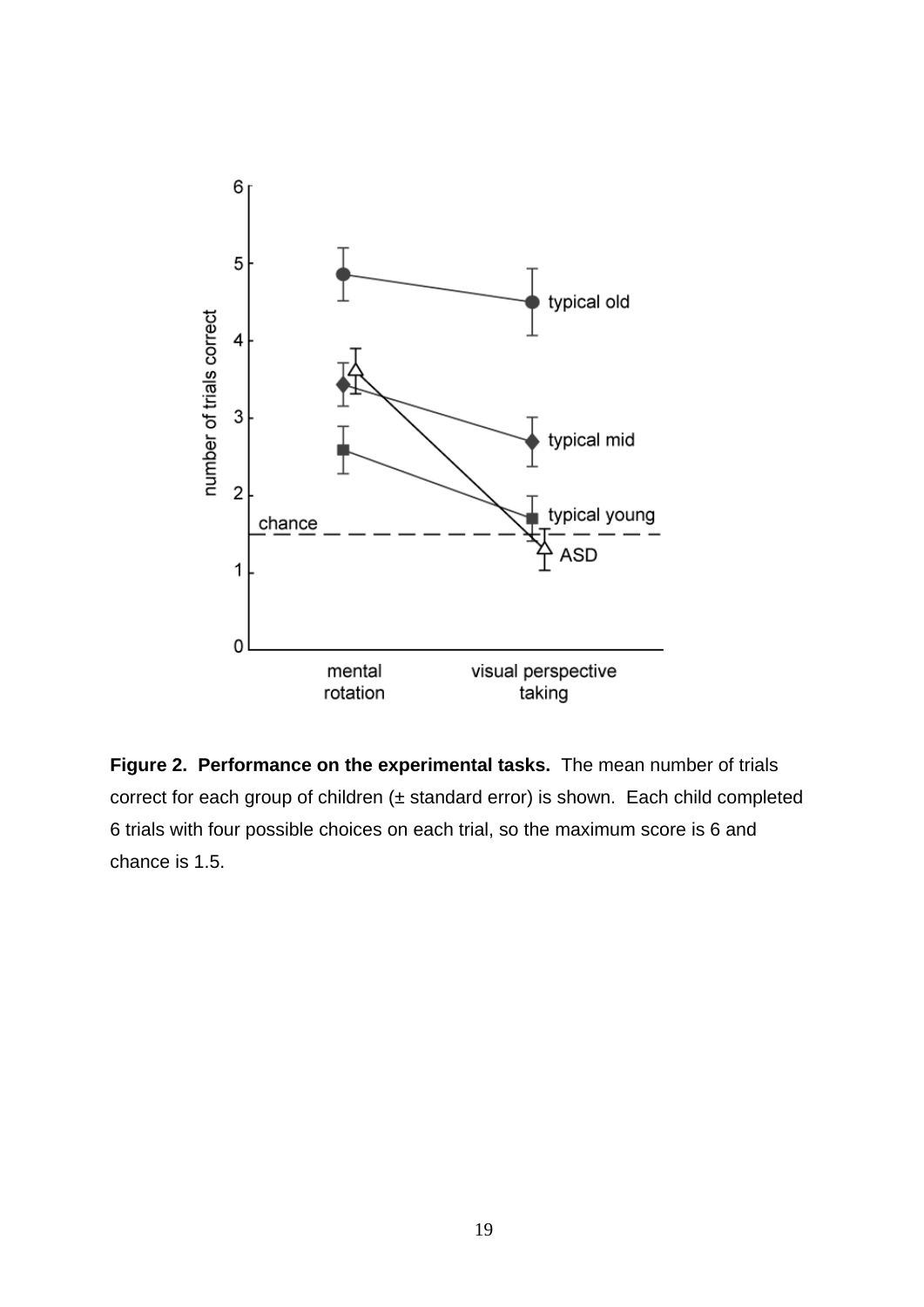6

5

4

3

2

1

0

number of trials correct

chance

typical old

typical mid

typical young

ASD

mental rotation

visual perspective taking

**Figure 2. Performance on the experimental tasks.** The mean number of trials correct for each group of children (± standard error) is shown. Each child completed 6 trials with four possible choices on each trial, so the maximum score is 6 and chance is 1.5.